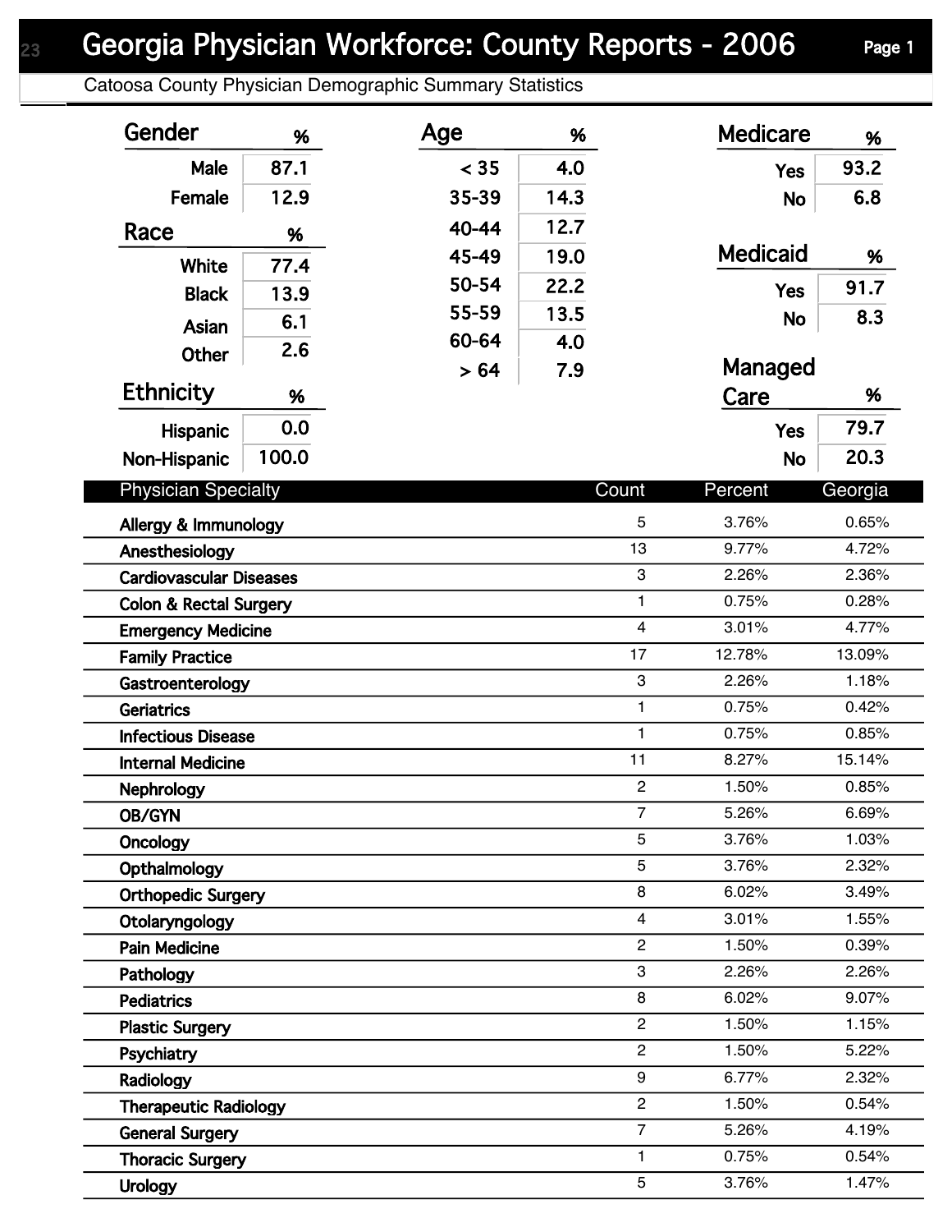# Georgia Physician Workforce: County Reports - 2006

Catoosa County Physician Demographic Summary Statistics

| Gender | % |
|---|---|
| Male | 87.1 |
| Female | 12.9 |

| Race | % |
|---|---|
| White | 77.4 |
| Black | 13.9 |
| Asian | 6.1 |
| Other | 2.6 |

| Ethnicity | % |
|---|---|
| Hispanic | 0.0 |
| Non-Hispanic | 100.0 |

| Age | % |
|---|---|
| < 35 | 4.0 |
| 35-39 | 14.3 |
| 40-44 | 12.7 |
| 45-49 | 19.0 |
| 50-54 | 22.2 |
| 55-59 | 13.5 |
| 60-64 | 4.0 |
| > 64 | 7.9 |

| Medicare | % |
|---|---|
| Yes | 93.2 |
| No | 6.8 |

| Medicaid | % |
|---|---|
| Yes | 91.7 |
| No | 8.3 |

| Managed Care | % |
|---|---|
| Yes | 79.7 |
| No | 20.3 |

| Physician Specialty | Count | Percent | Georgia |
|---|---|---|---|
| Allergy & Immunology | 5 | 3.76% | 0.65% |
| Anesthesiology | 13 | 9.77% | 4.72% |
| Cardiovascular Diseases | 3 | 2.26% | 2.36% |
| Colon & Rectal Surgery | 1 | 0.75% | 0.28% |
| Emergency Medicine | 4 | 3.01% | 4.77% |
| Family Practice | 17 | 12.78% | 13.09% |
| Gastroenterology | 3 | 2.26% | 1.18% |
| Geriatrics | 1 | 0.75% | 0.42% |
| Infectious Disease | 1 | 0.75% | 0.85% |
| Internal Medicine | 11 | 8.27% | 15.14% |
| Nephrology | 2 | 1.50% | 0.85% |
| OB/GYN | 7 | 5.26% | 6.69% |
| Oncology | 5 | 3.76% | 1.03% |
| Opthalmology | 5 | 3.76% | 2.32% |
| Orthopedic Surgery | 8 | 6.02% | 3.49% |
| Otolaryngology | 4 | 3.01% | 1.55% |
| Pain Medicine | 2 | 1.50% | 0.39% |
| Pathology | 3 | 2.26% | 2.26% |
| Pediatrics | 8 | 6.02% | 9.07% |
| Plastic Surgery | 2 | 1.50% | 1.15% |
| Psychiatry | 2 | 1.50% | 5.22% |
| Radiology | 9 | 6.77% | 2.32% |
| Therapeutic Radiology | 2 | 1.50% | 0.54% |
| General Surgery | 7 | 5.26% | 4.19% |
| Thoracic Surgery | 1 | 0.75% | 0.54% |
| Urology | 5 | 3.76% | 1.47% |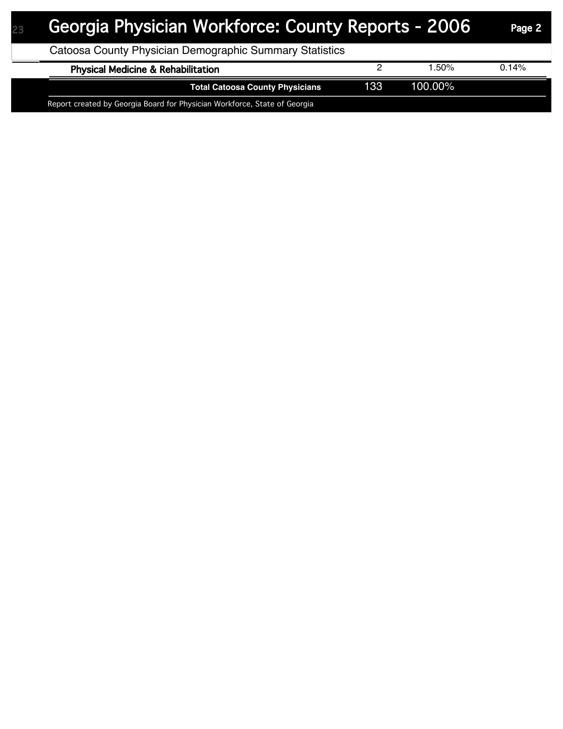## Catoosa County Physician Demographic Summary Statistics

| | | | |
|---|---|---|---|
| **Physical Medicine & Rehabilitation** | 2 | 1.50% | 0.14% |
| **Total Catoosa County Physicians** | 133 | 100.00% | |

Report created by Georgia Board for Physician Workforce, State of Georgia